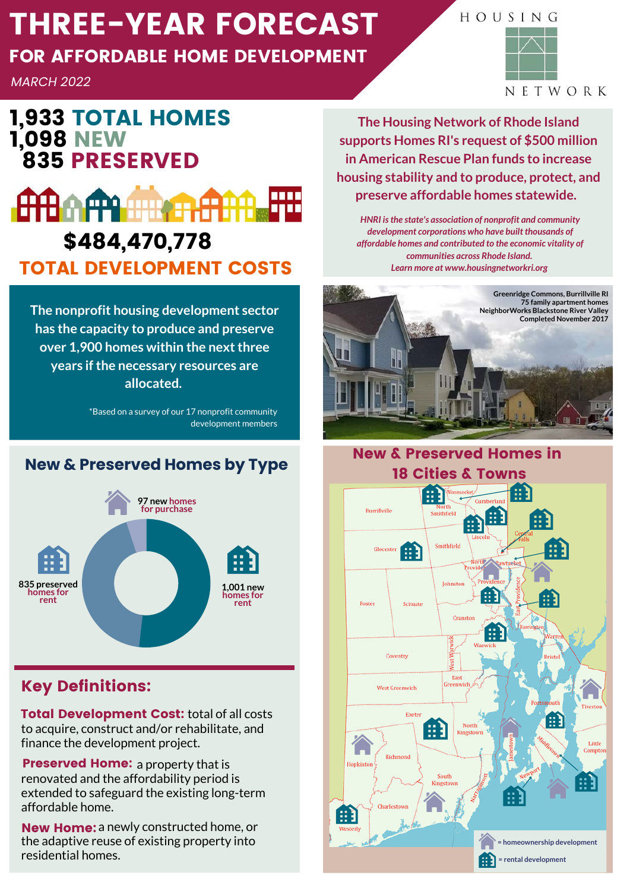# THREE-YEAR FORECAST

## FOR AFFORDABLE HOME DEVELOPMENT

*MARCH 2022*

HOUSING NETWORK

**1,933 TOTAL HOMES**
**1,098 NEW**
**835 PRESERVED**

**$484,470,778**
**TOTAL DEVELOPMENT COSTS**

The nonprofit housing development sector has the capacity to produce and preserve over 1,900 homes within the next three years if the necessary resources are allocated.

*Based on a survey of our 17 nonprofit community development members

**The Housing Network of Rhode Island supports Homes RI's request of $500 million in American Rescue Plan funds to increase housing stability and to produce, protect, and preserve affordable homes statewide.**

*HNRI is the state's association of nonprofit and community development corporations who have built thousands of affordable homes and contributed to the economic vitality of communities across Rhode Island.*
*Learn more at www.housingnetworkri.org*

Greenridge Commons, Burrillville RI
75 family apartment homes
NeighborWorks Blackstone River Valley
Completed November 2017

## New & Preserved Homes by Type

- 97 new homes for purchase
- 835 preserved homes for rent
- 1,001 new homes for rent

## New & Preserved Homes in 18 Cities & Towns

- = homeownership development
- = rental development

## Key Definitions:

**Total Development Cost:** total of all costs to acquire, construct and/or rehabilitate, and finance the development project.

**Preserved Home:** a property that is renovated and the affordability period is extended to safeguard the existing long-term affordable home.

**New Home:** a newly constructed home, or the adaptive reuse of existing property into residential homes.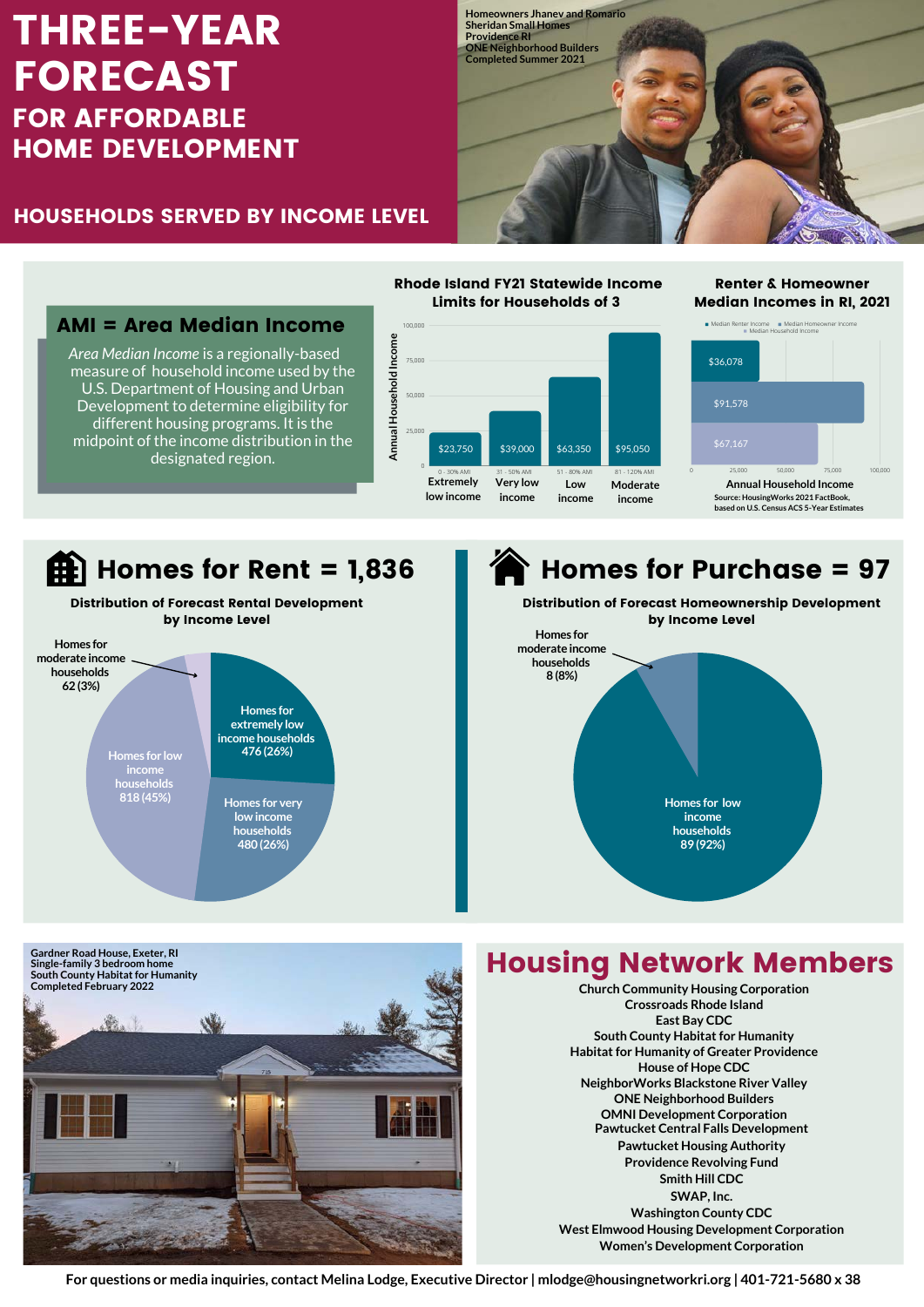# THREE-YEAR FORECAST

## FOR AFFORDABLE HOME DEVELOPMENT

## HOUSEHOLDS SERVED BY INCOME LEVEL

Homeowners Jhanev and Romario
Sheridan Small Homes
Providence RI
ONE Neighborhood Builders
Completed Summer 2021

### AMI = Area Median Income

*Area Median Income* is a regionally-based measure of household income used by the U.S. Department of Housing and Urban Development to determine eligibility for different housing programs. It is the midpoint of the income distribution in the designated region.

**Rhode Island FY21 Statewide Income Limits for Households of 3**

Annual Household Income

100,000
75,000
50,000
25,000
0

$23,750 — 0 - 30% AMI — Extremely low income
$39,000 — 31 - 50% AMI — Very low income
$63,350 — 51 - 80% AMI — Low income
$95,050 — 81 - 120% AMI — Moderate income

**Renter & Homeowner Median Incomes in RI, 2021**

Median Renter Income ■ Median Homeowner Income ■ Median Household Income

$36,078
$91,578
$67,167

0 25,000 50,000 75,000 100,000

Annual Household Income

Source: HousingWorks 2021 FactBook, based on U.S. Census ACS 5-Year Estimates

## Homes for Rent = 1,836

**Distribution of Forecast Rental Development by Income Level**

Homes for extremely low income households 476 (26%)
Homes for very low income households 480 (26%)
Homes for low income households 818 (45%)
Homes for moderate income households 62 (3%)

## Homes for Purchase = 97

**Distribution of Forecast Homeownership Development by Income Level**

Homes for low income households 89 (92%)
Homes for moderate income households 8 (8%)

Gardner Road House, Exeter, RI
Single-family 3 bedroom home
South County Habitat for Humanity
Completed February 2022

## Housing Network Members

Church Community Housing Corporation
Crossroads Rhode Island
East Bay CDC
South County Habitat for Humanity
Habitat for Humanity of Greater Providence
House of Hope CDC
NeighborWorks Blackstone River Valley
ONE Neighborhood Builders
OMNI Development Corporation
Pawtucket Central Falls Development
Pawtucket Housing Authority
Providence Revolving Fund
Smith Hill CDC
SWAP, Inc.
Washington County CDC
West Elmwood Housing Development Corporation
Women's Development Corporation

**For questions or media inquiries, contact Melina Lodge, Executive Director | mlodge@housingnetworkri.org | 401-721-5680 x 38**